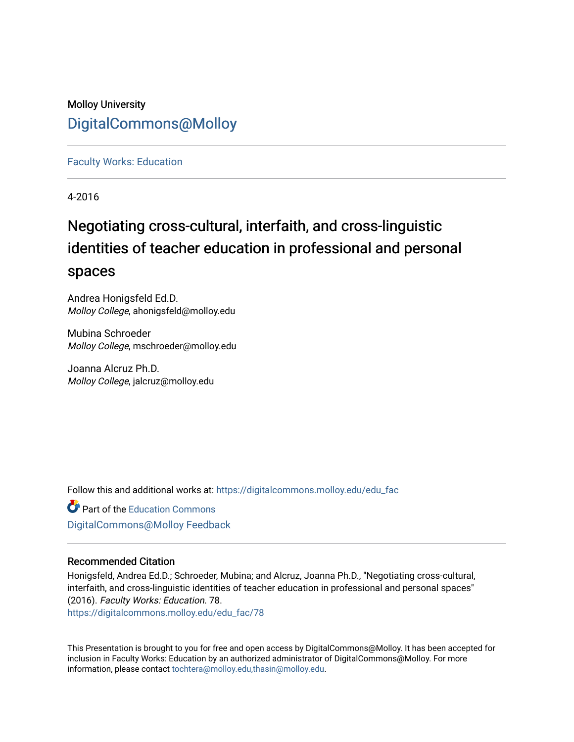Molloy University

DigitalCommons@Molloy

Faculty Works: Education

4-2016

# Negotiating cross-cultural, interfaith, and cross-linguistic identities of teacher education in professional and personal spaces

Andrea Honigsfeld Ed.D.
*Molloy College*, ahonigsfeld@molloy.edu

Mubina Schroeder
*Molloy College*, mschroeder@molloy.edu

Joanna Alcruz Ph.D.
*Molloy College*, jalcruz@molloy.edu

Follow this and additional works at: https://digitalcommons.molloy.edu/edu_fac

Part of the Education Commons

DigitalCommons@Molloy Feedback

## Recommended Citation

Honigsfeld, Andrea Ed.D.; Schroeder, Mubina; and Alcruz, Joanna Ph.D., "Negotiating cross-cultural, interfaith, and cross-linguistic identities of teacher education in professional and personal spaces" (2016). *Faculty Works: Education*. 78.
https://digitalcommons.molloy.edu/edu_fac/78

This Presentation is brought to you for free and open access by DigitalCommons@Molloy. It has been accepted for inclusion in Faculty Works: Education by an authorized administrator of DigitalCommons@Molloy. For more information, please contact tochtera@molloy.edu,thasin@molloy.edu.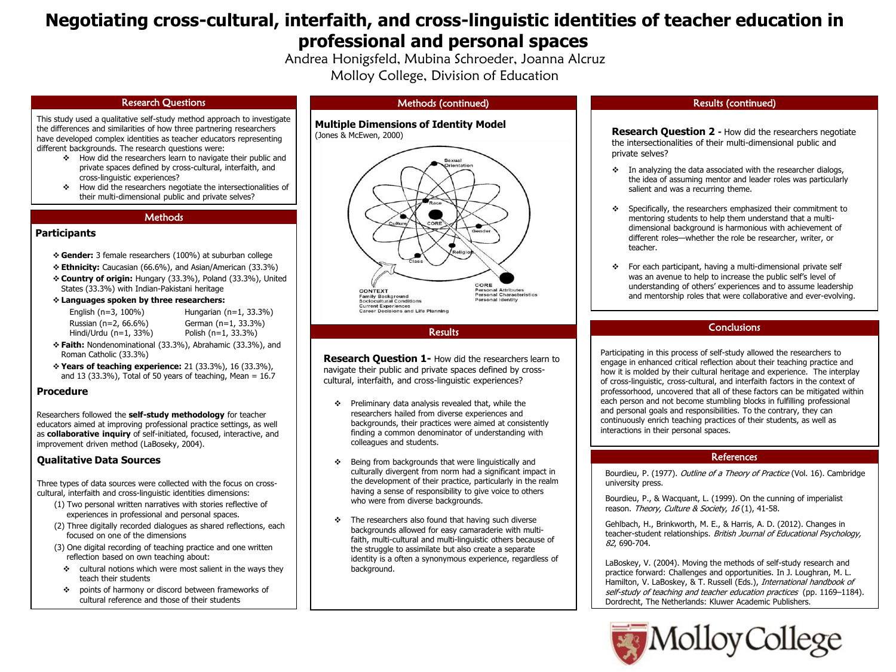# Negotiating cross-cultural, interfaith, and cross-linguistic identities of teacher education in professional and personal spaces

Andrea Honigsfeld, Mubina Schroeder, Joanna Alcruz

Molloy College, Division of Education

## Research Questions

This study used a qualitative self-study method approach to investigate the differences and similarities of how three partnering researchers have developed complex identities as teacher educators representing different backgrounds. The research questions were:

- How did the researchers learn to navigate their public and private spaces defined by cross-cultural, interfaith, and cross-linguistic experiences?
- How did the researchers negotiate the intersectionalities of their multi-dimensional public and private selves?

## Methods

### Participants

- **Gender:** 3 female researchers (100%) at suburban college
- **Ethnicity:** Caucasian (66.6%), and Asian/American (33.3%)
- **Country of origin:** Hungary (33.3%), Poland (33.3%), United States (33.3%) with Indian-Pakistani heritage
- **Languages spoken by three researchers:**

| | |
|---|---|
| English (n=3, 100%) | Hungarian (n=1, 33.3%) |
| Russian (n=2, 66.6%) | German (n=1, 33.3%) |
| Hindi/Urdu (n=1, 33%) | Polish (n=1, 33.3%) |

- **Faith:** Nondenominational (33.3%), Abrahamic (33.3%), and Roman Catholic (33.3%)
- **Years of teaching experience:** 21 (33.3%), 16 (33.3%), and 13 (33.3%), Total of 50 years of teaching, Mean = 16.7

### Procedure

Researchers followed the **self-study methodology** for teacher educators aimed at improving professional practice settings, as well as **collaborative inquiry** of self-initiated, focused, interactive, and improvement driven method (LaBoseky, 2004).

### Qualitative Data Sources

Three types of data sources were collected with the focus on cross-cultural, interfaith and cross-linguistic identities dimensions:

1. Two personal written narratives with stories reflective of experiences in professional and personal spaces.
2. Three digitally recorded dialogues as shared reflections, each focused on one of the dimensions
3. One digital recording of teaching practice and one written reflection based on own teaching about:
   - cultural notions which were most salient in the ways they teach their students
   - points of harmony or discord between frameworks of cultural reference and those of their students

## Methods (continued)

**Multiple Dimensions of Identity Model**

(Jones & McEwen, 2000)

Sexual Orientation
Race
Culture
CORE
Gender
Religion
Class

CONTEXT
Family Background
Sociocultural Conditions
Current Experiences
Career Decisions and Life Planning

CORE
Personal Attributes
Personal Characteristics
Personal Identity

## Results

**Research Question 1-** How did the researchers learn to navigate their public and private spaces defined by cross-cultural, interfaith, and cross-linguistic experiences?

- Preliminary data analysis revealed that, while the researchers hailed from diverse experiences and backgrounds, their practices were aimed at consistently finding a common denominator of understanding with colleagues and students.
- Being from backgrounds that were linguistically and culturally divergent from norm had a significant impact in the development of their practice, particularly in the realm having a sense of responsibility to give voice to others who were from diverse backgrounds.
- The researchers also found that having such diverse backgrounds allowed for easy camaraderie with multi-faith, multi-cultural and multi-linguistic others because of the struggle to assimilate but also create a separate identity is a often a synonymous experience, regardless of background.

## Results (continued)

**Research Question 2 -** How did the researchers negotiate the intersectionalities of their multi-dimensional public and private selves?

- In analyzing the data associated with the researcher dialogs, the idea of assuming mentor and leader roles was particularly salient and was a recurring theme.
- Specifically, the researchers emphasized their commitment to mentoring students to help them understand that a multi-dimensional background is harmonious with achievement of different roles—whether the role be researcher, writer, or teacher.
- For each participant, having a multi-dimensional private self was an avenue to help to increase the public self's level of understanding of others' experiences and to assume leadership and mentorship roles that were collaborative and ever-evolving.

## Conclusions

Participating in this process of self-study allowed the researchers to engage in enhanced critical reflection about their teaching practice and how it is molded by their cultural heritage and experience. The interplay of cross-linguistic, cross-cultural, and interfaith factors in the context of professorhood, uncovered that all of these factors can be mitigated within each person and not become stumbling blocks in fulfilling professional and personal goals and responsibilities. To the contrary, they can continuously enrich teaching practices of their students, as well as interactions in their personal spaces.

## References

Bourdieu, P. (1977). *Outline of a Theory of Practice* (Vol. 16). Cambridge university press.

Bourdieu, P., & Wacquant, L. (1999). On the cunning of imperialist reason. *Theory, Culture & Society*, *16* (1), 41-58.

Gehlbach, H., Brinkworth, M. E., & Harris, A. D. (2012). Changes in teacher-student relationships. *British Journal of Educational Psychology, 82*, 690-704.

LaBoskey, V. (2004). Moving the methods of self-study research and practice forward: Challenges and opportunities. In J. Loughran, M. L. Hamilton, V. LaBoskey, & T. Russell (Eds.), *International handbook of self-study of teaching and teacher education practices* (pp. 1169–1184). Dordrecht, The Netherlands: Kluwer Academic Publishers.

Molloy College